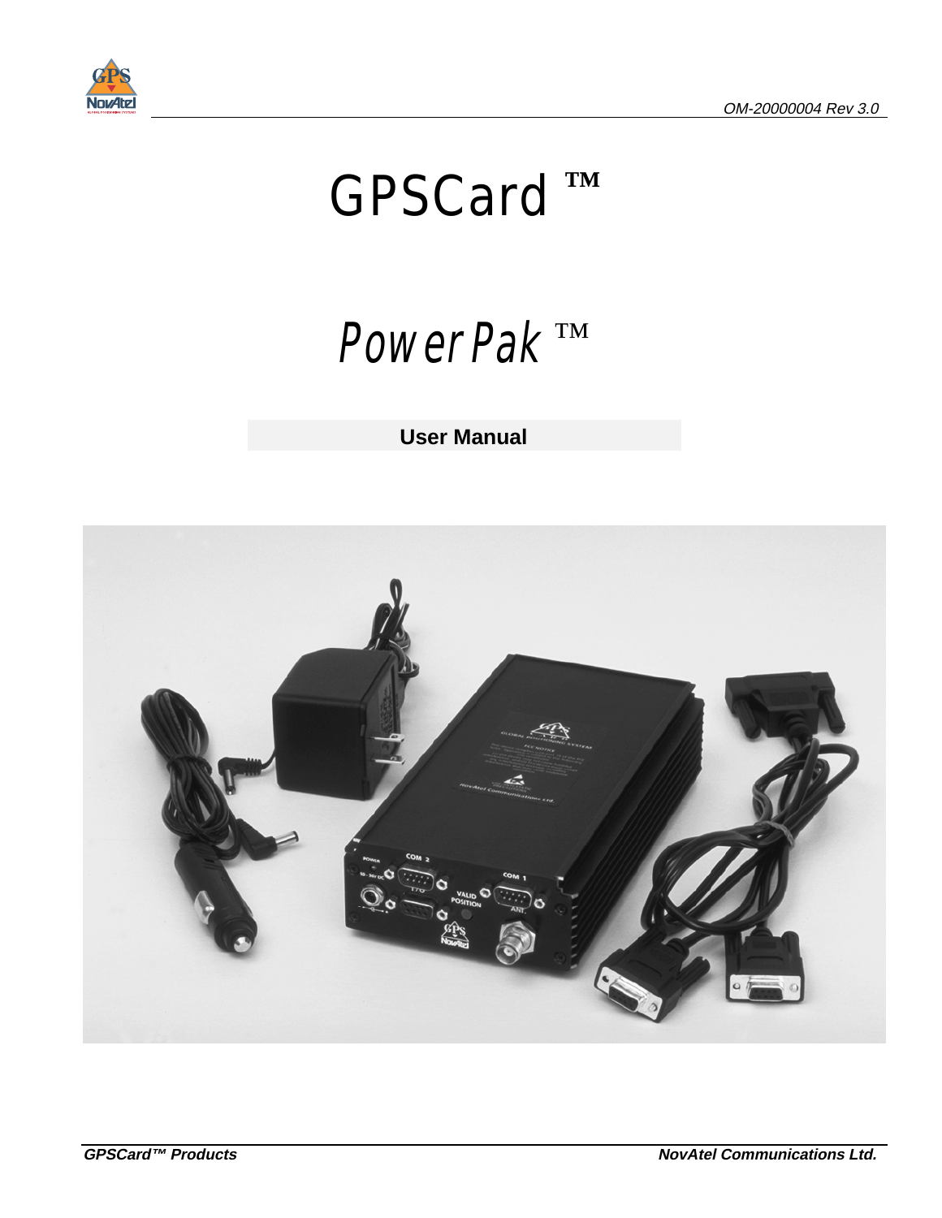# GPSCard ™

# PowerPak ™

**User Manual**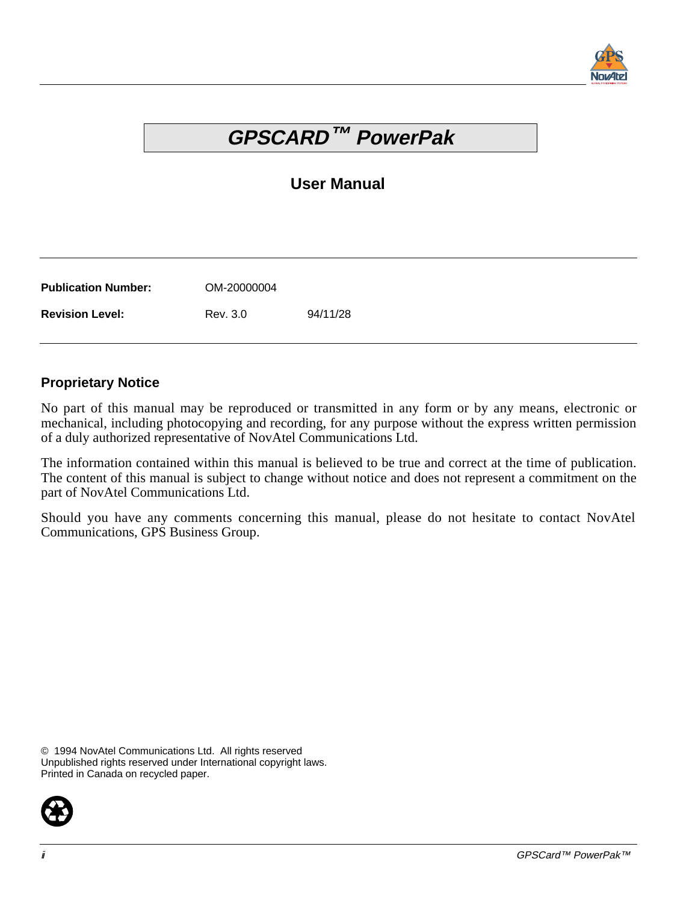# GPSCARD™ PowerPak

## User Manual

| | | |
|---|---|---|
| **Publication Number:** | OM-20000004 | |
| **Revision Level:** | Rev. 3.0 | 94/11/28 |

### Proprietary Notice

No part of this manual may be reproduced or transmitted in any form or by any means, electronic or mechanical, including photocopying and recording, for any purpose without the express written permission of a duly authorized representative of NovAtel Communications Ltd.

The information contained within this manual is believed to be true and correct at the time of publication. The content of this manual is subject to change without notice and does not represent a commitment on the part of NovAtel Communications Ltd.

Should you have any comments concerning this manual, please do not hesitate to contact NovAtel Communications, GPS Business Group.

© 1994 NovAtel Communications Ltd. All rights reserved
Unpublished rights reserved under International copyright laws.
Printed in Canada on recycled paper.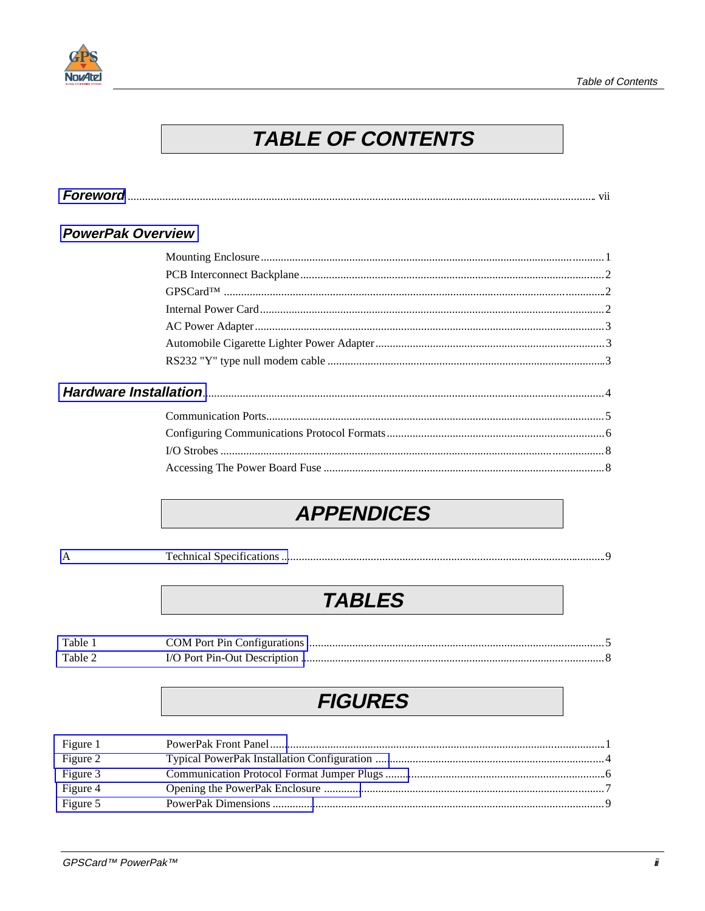# TABLE OF CONTENTS

**Foreword** ................................................................ vii

**PowerPak Overview**

- Mounting Enclosure ................................................ 1
- PCB Interconnect Backplane ..................................... 2
- GPSCard™ ............................................................. 2
- Internal Power Card ................................................. 2
- AC Power Adapter .................................................... 3
- Automobile Cigarette Lighter Power Adapter ............. 3
- RS232 "Y" type null modem cable ............................. 3

**Hardware Installation** ................................................ 4

- Communication Ports ............................................... 5
- Configuring Communications Protocol Formats .......... 6
- I/O Strobes ............................................................. 8
- Accessing The Power Board Fuse ............................. 8

# APPENDICES

| | | |
|---|---|---|
| A | Technical Specifications | 9 |

# TABLES

| | | |
|---|---|---|
| Table 1 | COM Port Pin Configurations | 5 |
| Table 2 | I/O Port Pin-Out Description | 8 |

# FIGURES

| | | |
|---|---|---|
| Figure 1 | PowerPak Front Panel | 1 |
| Figure 2 | Typical PowerPak Installation Configuration | 4 |
| Figure 3 | Communication Protocol Format Jumper Plugs | 6 |
| Figure 4 | Opening the PowerPak Enclosure | 7 |
| Figure 5 | PowerPak Dimensions | 9 |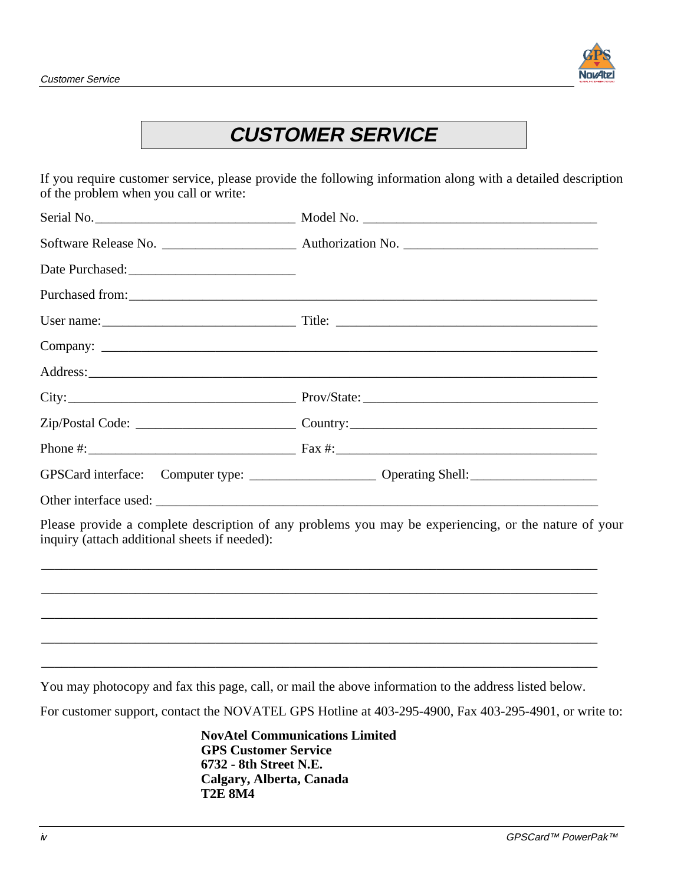# CUSTOMER SERVICE

If you require customer service, please provide the following information along with a detailed description of the problem when you call or write:

Serial No.______________________________ Model No. ___________________________________

Software Release No. ____________________ Authorization No. _____________________________

Date Purchased:_________________________

Purchased from:_________________________________________________________________________

User name:_____________________________ Title: ________________________________________

Company: _____________________________________________________________________________

Address:_______________________________________________________________________________

City:__________________________________ Prov/State:___________________________________

Zip/Postal Code: ________________________ Country:_____________________________________

Phone #:_______________________________ Fax #:________________________________________

GPSCard interface: Computer type: __________________ Operating Shell:___________________

Other interface used: ______________________________________________________________________

Please provide a complete description of any problems you may be experiencing, or the nature of your inquiry (attach additional sheets if needed):

_________________________________________________________________________________________

_________________________________________________________________________________________

_________________________________________________________________________________________

_________________________________________________________________________________________

_________________________________________________________________________________________

You may photocopy and fax this page, call, or mail the above information to the address listed below.

For customer support, contact the NOVATEL GPS Hotline at 403-295-4900, Fax 403-295-4901, or write to:

**NovAtel Communications Limited**
**GPS Customer Service**
**6732 - 8th Street N.E.**
**Calgary, Alberta, Canada**
**T2E 8M4**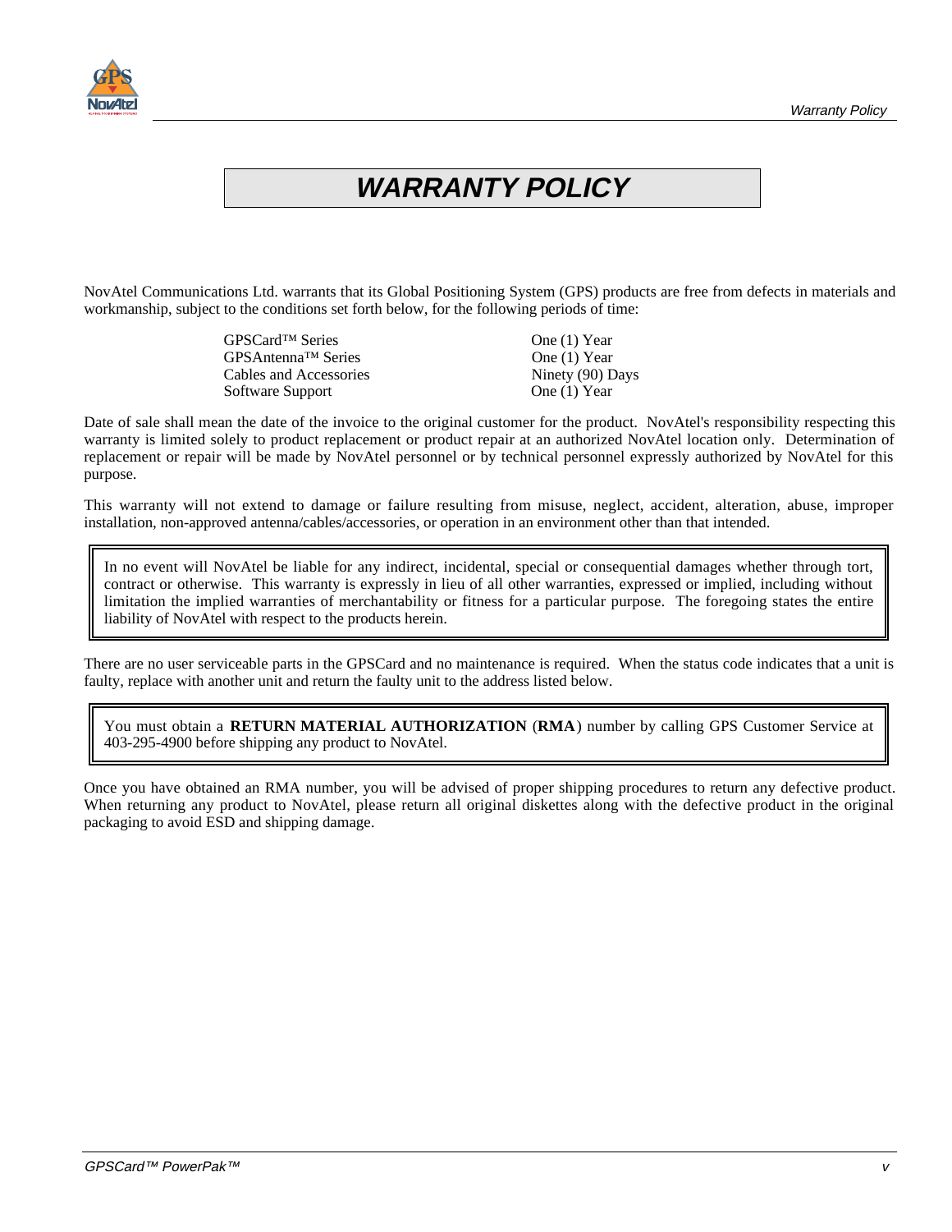# WARRANTY POLICY

NovAtel Communications Ltd. warrants that its Global Positioning System (GPS) products are free from defects in materials and workmanship, subject to the conditions set forth below, for the following periods of time:

| | |
|---|---|
| GPSCard™ Series | One (1) Year |
| GPSAntenna™ Series | One (1) Year |
| Cables and Accessories | Ninety (90) Days |
| Software Support | One (1) Year |

Date of sale shall mean the date of the invoice to the original customer for the product. NovAtel's responsibility respecting this warranty is limited solely to product replacement or product repair at an authorized NovAtel location only. Determination of replacement or repair will be made by NovAtel personnel or by technical personnel expressly authorized by NovAtel for this purpose.

This warranty will not extend to damage or failure resulting from misuse, neglect, accident, alteration, abuse, improper installation, non-approved antenna/cables/accessories, or operation in an environment other than that intended.

> In no event will NovAtel be liable for any indirect, incidental, special or consequential damages whether through tort, contract or otherwise. This warranty is expressly in lieu of all other warranties, expressed or implied, including without limitation the implied warranties of merchantability or fitness for a particular purpose. The foregoing states the entire liability of NovAtel with respect to the products herein.

There are no user serviceable parts in the GPSCard and no maintenance is required. When the status code indicates that a unit is faulty, replace with another unit and return the faulty unit to the address listed below.

> You must obtain a **RETURN MATERIAL AUTHORIZATION** (**RMA**) number by calling GPS Customer Service at 403-295-4900 before shipping any product to NovAtel.

Once you have obtained an RMA number, you will be advised of proper shipping procedures to return any defective product. When returning any product to NovAtel, please return all original diskettes along with the defective product in the original packaging to avoid ESD and shipping damage.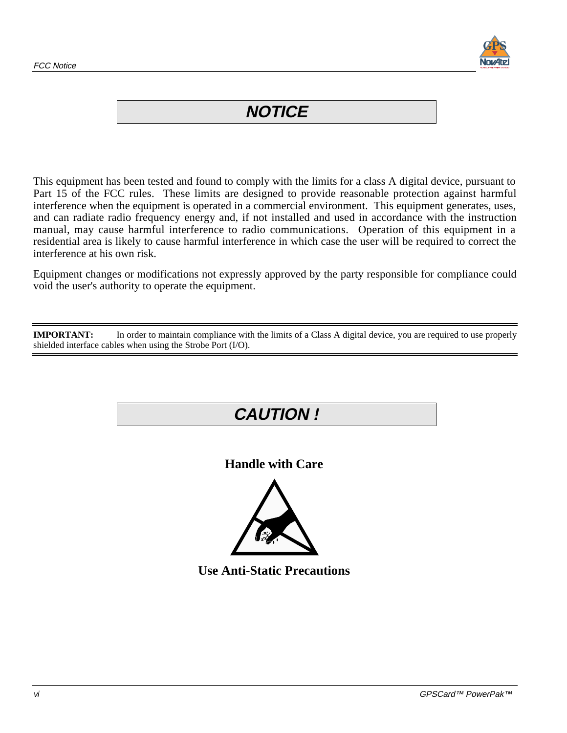# NOTICE

This equipment has been tested and found to comply with the limits for a class A digital device, pursuant to Part 15 of the FCC rules. These limits are designed to provide reasonable protection against harmful interference when the equipment is operated in a commercial environment. This equipment generates, uses, and can radiate radio frequency energy and, if not installed and used in accordance with the instruction manual, may cause harmful interference to radio communications. Operation of this equipment in a residential area is likely to cause harmful interference in which case the user will be required to correct the interference at his own risk.

Equipment changes or modifications not expressly approved by the party responsible for compliance could void the user's authority to operate the equipment.

---

**IMPORTANT:** In order to maintain compliance with the limits of a Class A digital device, you are required to use properly shielded interface cables when using the Strobe Port (I/O).

---

# CAUTION !

**Handle with Care**

**Use Anti-Static Precautions**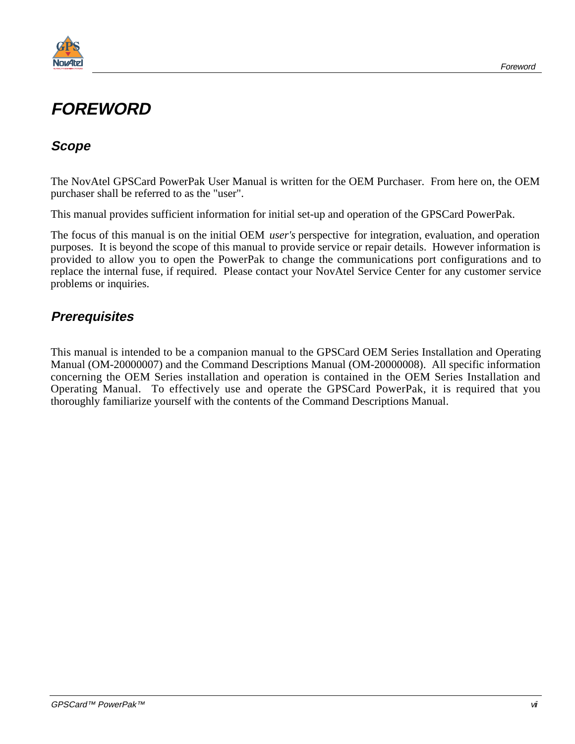# FOREWORD

## Scope

The NovAtel GPSCard PowerPak User Manual is written for the OEM Purchaser. From here on, the OEM purchaser shall be referred to as the "user".

This manual provides sufficient information for initial set-up and operation of the GPSCard PowerPak.

The focus of this manual is on the initial OEM *user's* perspective for integration, evaluation, and operation purposes. It is beyond the scope of this manual to provide service or repair details. However information is provided to allow you to open the PowerPak to change the communications port configurations and to replace the internal fuse, if required. Please contact your NovAtel Service Center for any customer service problems or inquiries.

## Prerequisites

This manual is intended to be a companion manual to the GPSCard OEM Series Installation and Operating Manual (OM-20000007) and the Command Descriptions Manual (OM-20000008). All specific information concerning the OEM Series installation and operation is contained in the OEM Series Installation and Operating Manual. To effectively use and operate the GPSCard PowerPak, it is required that you thoroughly familiarize yourself with the contents of the Command Descriptions Manual.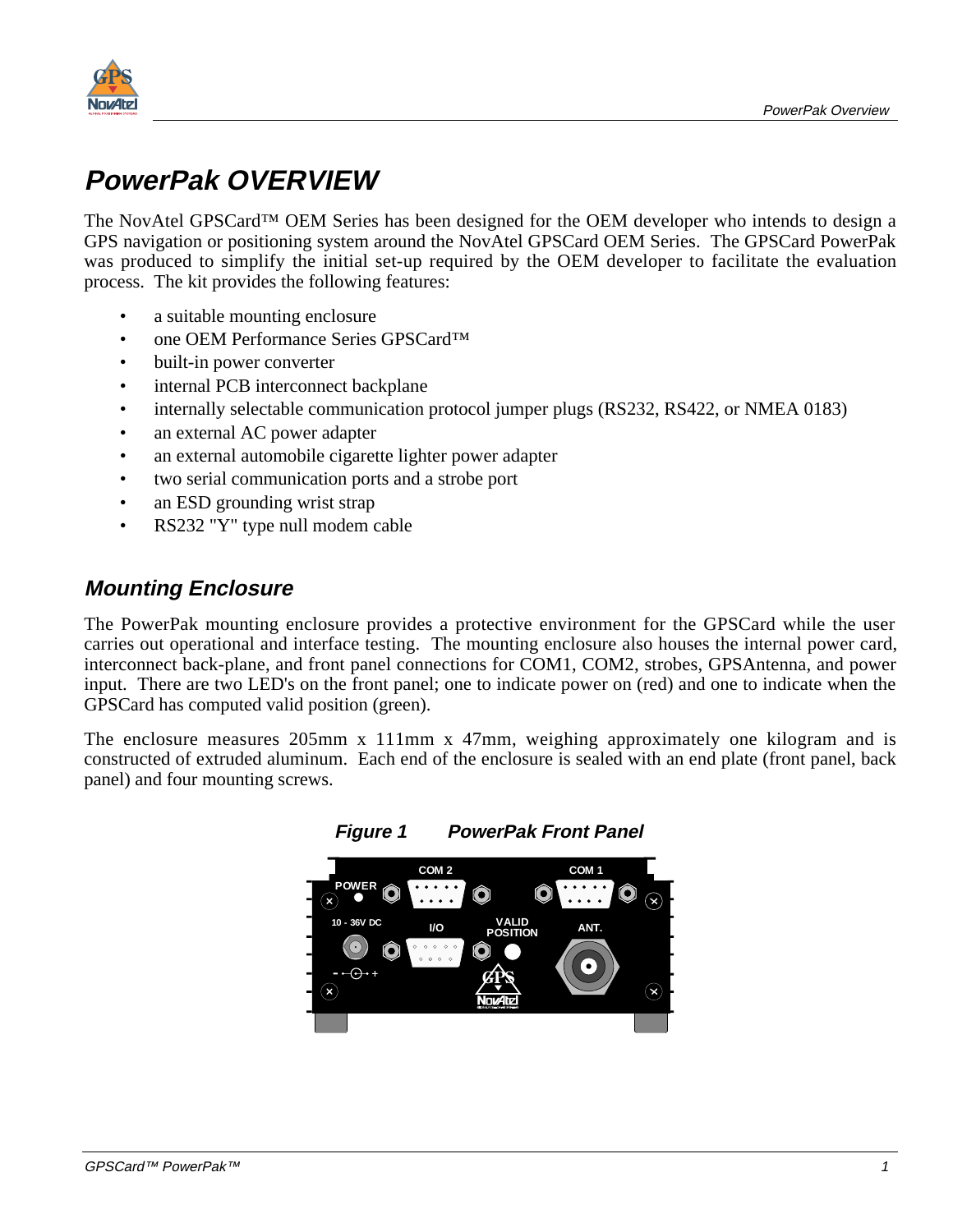# PowerPak OVERVIEW

The NovAtel GPSCard™ OEM Series has been designed for the OEM developer who intends to design a GPS navigation or positioning system around the NovAtel GPSCard OEM Series. The GPSCard PowerPak was produced to simplify the initial set-up required by the OEM developer to facilitate the evaluation process. The kit provides the following features:

- a suitable mounting enclosure
- one OEM Performance Series GPSCard™
- built-in power converter
- internal PCB interconnect backplane
- internally selectable communication protocol jumper plugs (RS232, RS422, or NMEA 0183)
- an external AC power adapter
- an external automobile cigarette lighter power adapter
- two serial communication ports and a strobe port
- an ESD grounding wrist strap
- RS232 "Y" type null modem cable

## Mounting Enclosure

The PowerPak mounting enclosure provides a protective environment for the GPSCard while the user carries out operational and interface testing. The mounting enclosure also houses the internal power card, interconnect back-plane, and front panel connections for COM1, COM2, strobes, GPSAntenna, and power input. There are two LED's on the front panel; one to indicate power on (red) and one to indicate when the GPSCard has computed valid position (green).

The enclosure measures 205mm x 111mm x 47mm, weighing approximately one kilogram and is constructed of extruded aluminum. Each end of the enclosure is sealed with an end plate (front panel, back panel) and four mounting screws.

***Figure 1 PowerPak Front Panel***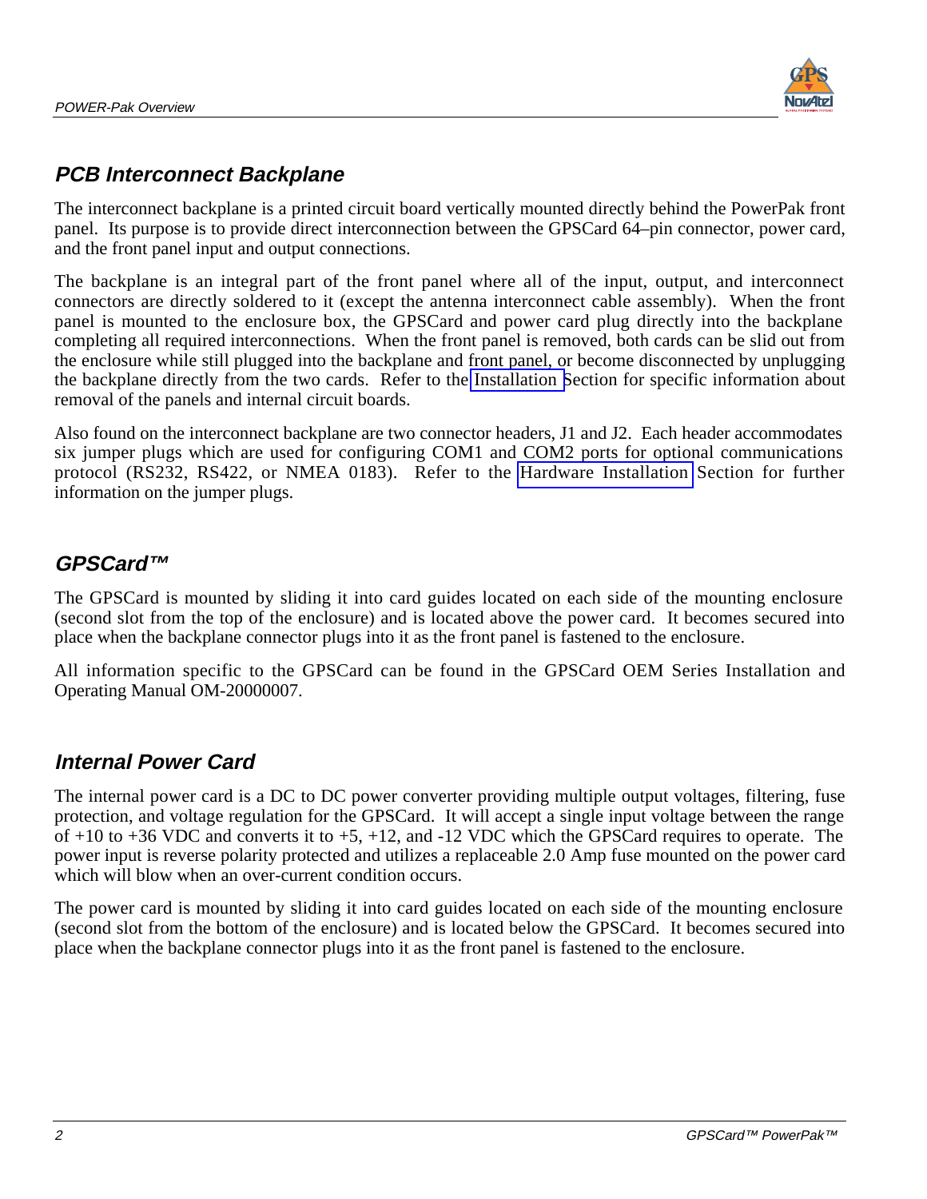## PCB Interconnect Backplane

The interconnect backplane is a printed circuit board vertically mounted directly behind the PowerPak front panel. Its purpose is to provide direct interconnection between the GPSCard 64–pin connector, power card, and the front panel input and output connections.

The backplane is an integral part of the front panel where all of the input, output, and interconnect connectors are directly soldered to it (except the antenna interconnect cable assembly). When the front panel is mounted to the enclosure box, the GPSCard and power card plug directly into the backplane completing all required interconnections. When the front panel is removed, both cards can be slid out from the enclosure while still plugged into the backplane and front panel, or become disconnected by unplugging the backplane directly from the two cards. Refer to the Installation Section for specific information about removal of the panels and internal circuit boards.

Also found on the interconnect backplane are two connector headers, J1 and J2. Each header accommodates six jumper plugs which are used for configuring COM1 and COM2 ports for optional communications protocol (RS232, RS422, or NMEA 0183). Refer to the Hardware Installation Section for further information on the jumper plugs.

## GPSCard™

The GPSCard is mounted by sliding it into card guides located on each side of the mounting enclosure (second slot from the top of the enclosure) and is located above the power card. It becomes secured into place when the backplane connector plugs into it as the front panel is fastened to the enclosure.

All information specific to the GPSCard can be found in the GPSCard OEM Series Installation and Operating Manual OM-20000007.

## Internal Power Card

The internal power card is a DC to DC power converter providing multiple output voltages, filtering, fuse protection, and voltage regulation for the GPSCard. It will accept a single input voltage between the range of +10 to +36 VDC and converts it to +5, +12, and -12 VDC which the GPSCard requires to operate. The power input is reverse polarity protected and utilizes a replaceable 2.0 Amp fuse mounted on the power card which will blow when an over-current condition occurs.

The power card is mounted by sliding it into card guides located on each side of the mounting enclosure (second slot from the bottom of the enclosure) and is located below the GPSCard. It becomes secured into place when the backplane connector plugs into it as the front panel is fastened to the enclosure.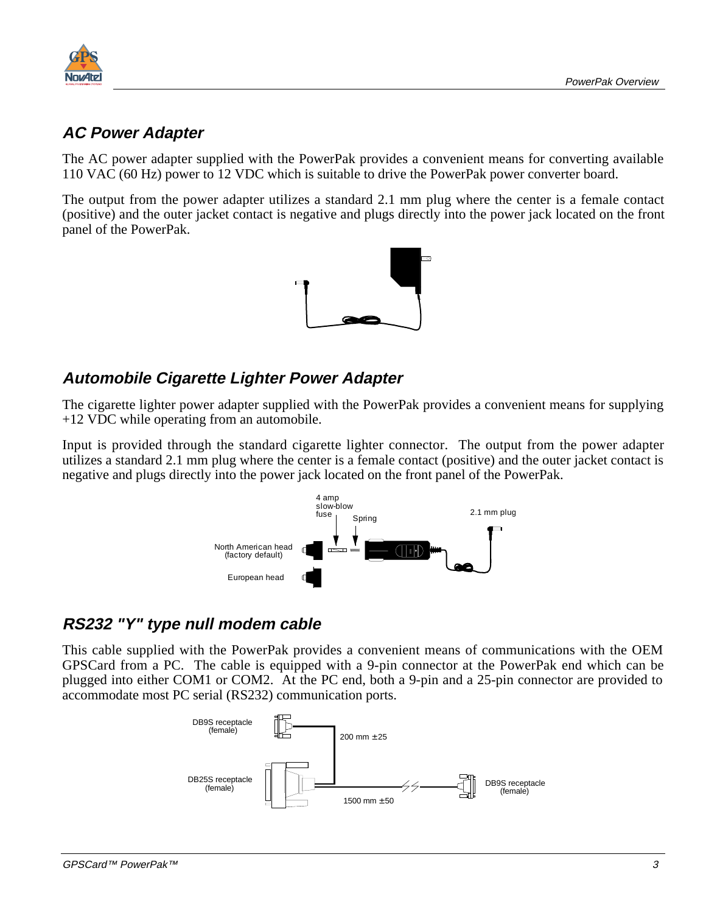## AC Power Adapter

The AC power adapter supplied with the PowerPak provides a convenient means for converting available 110 VAC (60 Hz) power to 12 VDC which is suitable to drive the PowerPak power converter board.

The output from the power adapter utilizes a standard 2.1 mm plug where the center is a female contact (positive) and the outer jacket contact is negative and plugs directly into the power jack located on the front panel of the PowerPak.

## Automobile Cigarette Lighter Power Adapter

The cigarette lighter power adapter supplied with the PowerPak provides a convenient means for supplying +12 VDC while operating from an automobile.

Input is provided through the standard cigarette lighter connector. The output from the power adapter utilizes a standard 2.1 mm plug where the center is a female contact (positive) and the outer jacket contact is negative and plugs directly into the power jack located on the front panel of the PowerPak.

4 amp slow-blow fuse

Spring

2.1 mm plug

North American head (factory default)

European head

## RS232 "Y" type null modem cable

This cable supplied with the PowerPak provides a convenient means of communications with the OEM GPSCard from a PC. The cable is equipped with a 9-pin connector at the PowerPak end which can be plugged into either COM1 or COM2. At the PC end, both a 9-pin and a 25-pin connector are provided to accommodate most PC serial (RS232) communication ports.

DB9S receptacle (female)

200 mm ±25

DB25S receptacle (female)

1500 mm ±50

DB9S receptacle (female)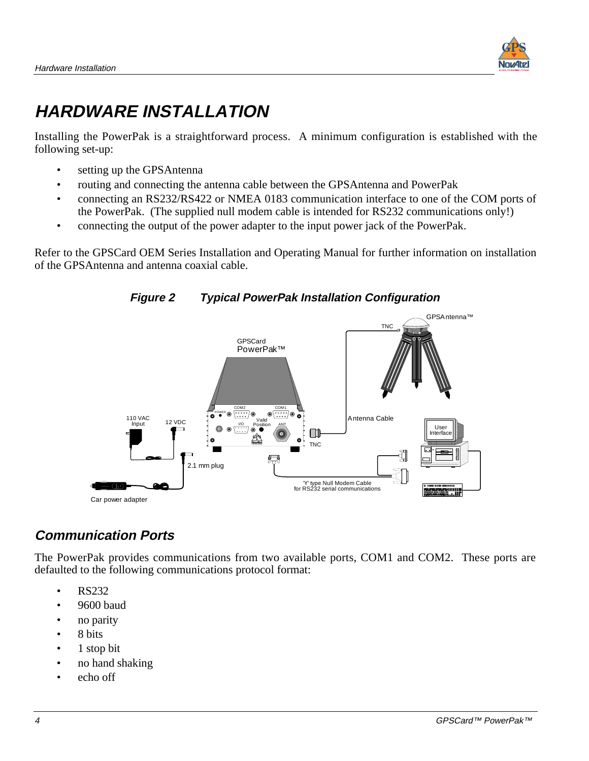# HARDWARE INSTALLATION

Installing the PowerPak is a straightforward process. A minimum configuration is established with the following set-up:

- setting up the GPSAntenna
- routing and connecting the antenna cable between the GPSAntenna and PowerPak
- connecting an RS232/RS422 or NMEA 0183 communication interface to one of the COM ports of the PowerPak. (The supplied null modem cable is intended for RS232 communications only!)
- connecting the output of the power adapter to the input power jack of the PowerPak.

Refer to the GPSCard OEM Series Installation and Operating Manual for further information on installation of the GPSAntenna and antenna coaxial cable.

***Figure 2 Typical PowerPak Installation Configuration***

## Communication Ports

The PowerPak provides communications from two available ports, COM1 and COM2. These ports are defaulted to the following communications protocol format:

- RS232
- 9600 baud
- no parity
- 8 bits
- 1 stop bit
- no hand shaking
- echo off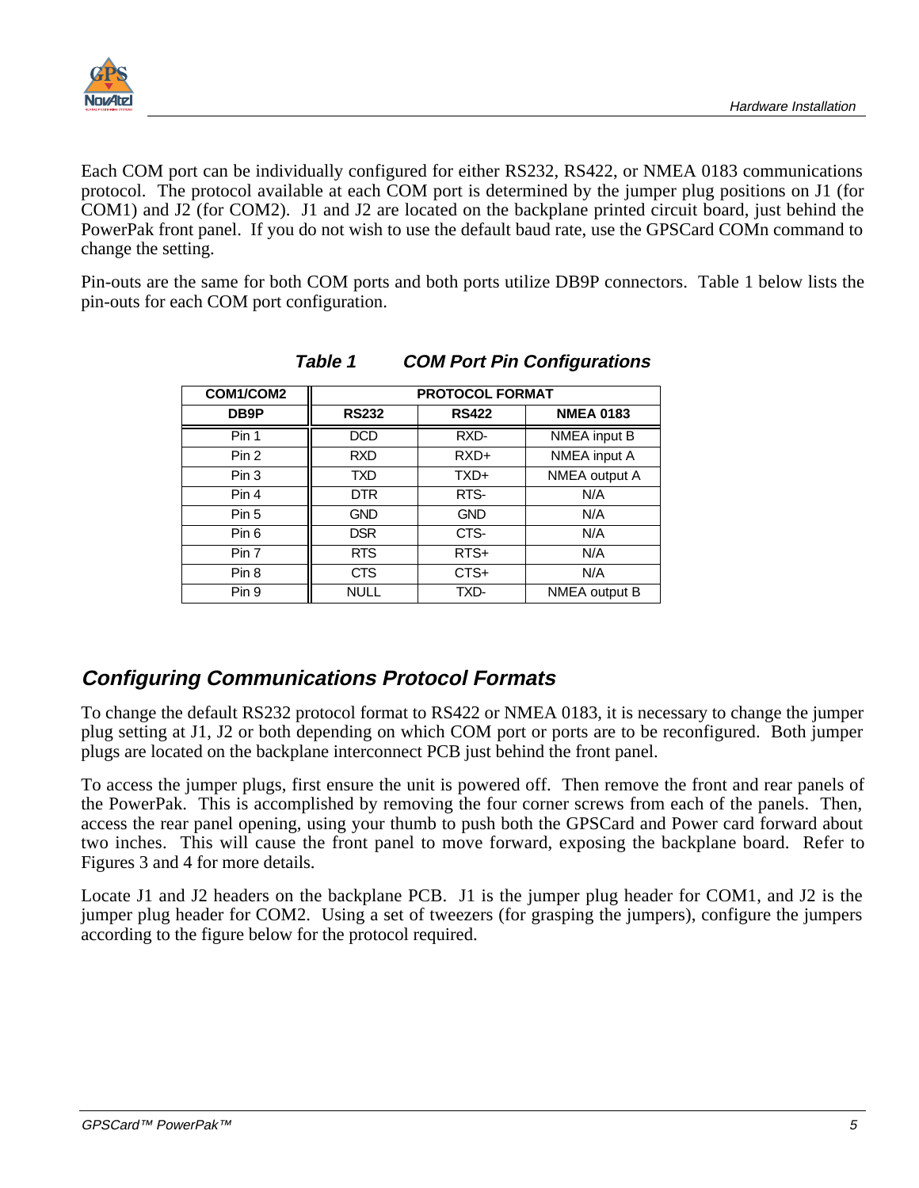Each COM port can be individually configured for either RS232, RS422, or NMEA 0183 communications protocol. The protocol available at each COM port is determined by the jumper plug positions on J1 (for COM1) and J2 (for COM2). J1 and J2 are located on the backplane printed circuit board, just behind the PowerPak front panel. If you do not wish to use the default baud rate, use the GPSCard COMn command to change the setting.

Pin-outs are the same for both COM ports and both ports utilize DB9P connectors. Table 1 below lists the pin-outs for each COM port configuration.

***Table 1 COM Port Pin Configurations***

| COM1/COM2 | PROTOCOL FORMAT | | |
|---|---|---|---|
| **DB9P** | **RS232** | **RS422** | **NMEA 0183** |
| Pin 1 | DCD | RXD- | NMEA input B |
| Pin 2 | RXD | RXD+ | NMEA input A |
| Pin 3 | TXD | TXD+ | NMEA output A |
| Pin 4 | DTR | RTS- | N/A |
| Pin 5 | GND | GND | N/A |
| Pin 6 | DSR | CTS- | N/A |
| Pin 7 | RTS | RTS+ | N/A |
| Pin 8 | CTS | CTS+ | N/A |
| Pin 9 | NULL | TXD- | NMEA output B |

## *Configuring Communications Protocol Formats*

To change the default RS232 protocol format to RS422 or NMEA 0183, it is necessary to change the jumper plug setting at J1, J2 or both depending on which COM port or ports are to be reconfigured. Both jumper plugs are located on the backplane interconnect PCB just behind the front panel.

To access the jumper plugs, first ensure the unit is powered off. Then remove the front and rear panels of the PowerPak. This is accomplished by removing the four corner screws from each of the panels. Then, access the rear panel opening, using your thumb to push both the GPSCard and Power card forward about two inches. This will cause the front panel to move forward, exposing the backplane board. Refer to Figures 3 and 4 for more details.

Locate J1 and J2 headers on the backplane PCB. J1 is the jumper plug header for COM1, and J2 is the jumper plug header for COM2. Using a set of tweezers (for grasping the jumpers), configure the jumpers according to the figure below for the protocol required.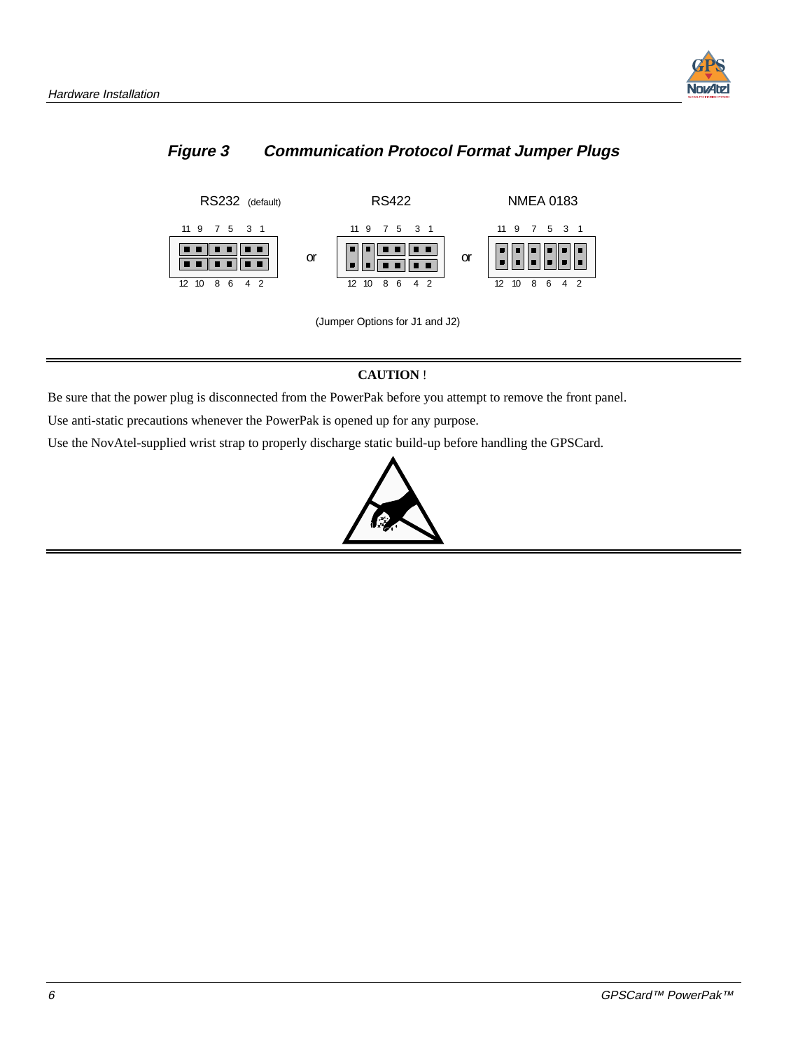## *Figure 3 Communication Protocol Format Jumper Plugs*

RS232 (default) or RS422 or NMEA 0183

(Jumper Options for J1 and J2)

---

**CAUTION** !

Be sure that the power plug is disconnected from the PowerPak before you attempt to remove the front panel.

Use anti-static precautions whenever the PowerPak is opened up for any purpose.

Use the NovAtel-supplied wrist strap to properly discharge static build-up before handling the GPSCard.

---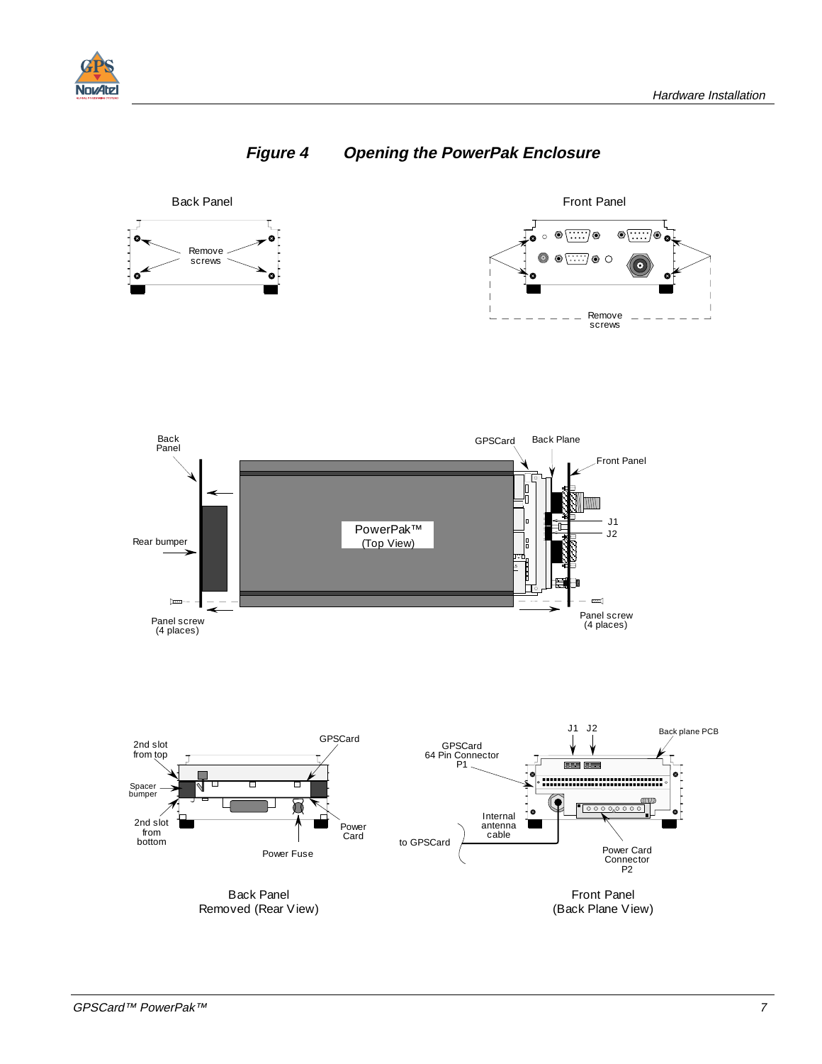## Figure 4 Opening the PowerPak Enclosure

Back Panel

Remove screws

Front Panel

Remove screws

Back Panel

GPSCard

Back Plane

Front Panel

Rear bumper

PowerPak™ (Top View)

J1

J2

Panel screw (4 places)

Panel screw (4 places)

2nd slot from top

GPSCard

Spacer bumper

2nd slot from bottom

Power Card

Power Fuse

Back Panel Removed (Rear View)

J1 J2

Back plane PCB

GPSCard 64 Pin Connector P1

Internal antenna cable

to GPSCard

Power Card Connector P2

Front Panel (Back Plane View)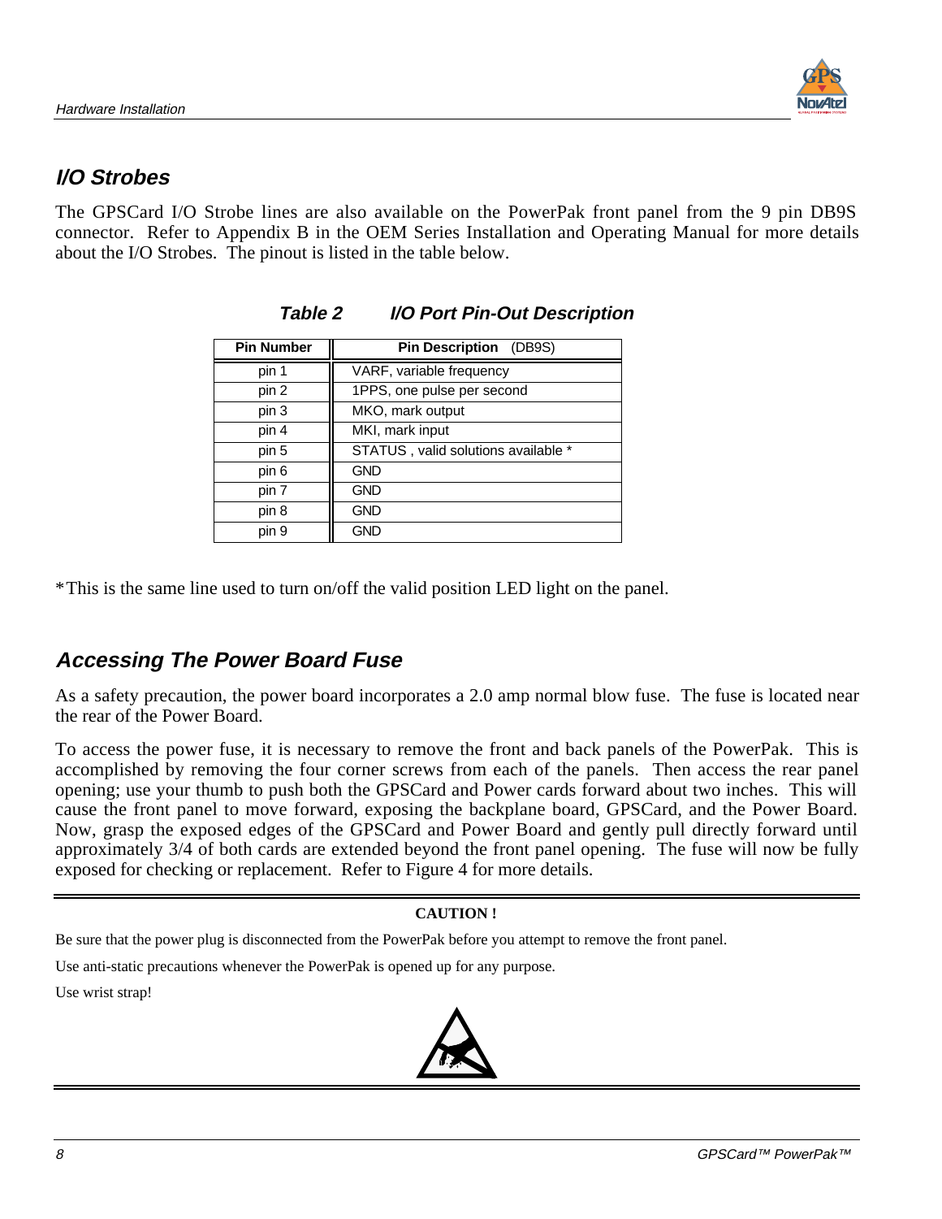## *I/O Strobes*

The GPSCard I/O Strobe lines are also available on the PowerPak front panel from the 9 pin DB9S connector. Refer to Appendix B in the OEM Series Installation and Operating Manual for more details about the I/O Strobes. The pinout is listed in the table below.

***Table 2 I/O Port Pin-Out Description***

| Pin Number | Pin Description (DB9S) |
|---|---|
| pin 1 | VARF, variable frequency |
| pin 2 | 1PPS, one pulse per second |
| pin 3 | MKO, mark output |
| pin 4 | MKI, mark input |
| pin 5 | STATUS , valid solutions available * |
| pin 6 | GND |
| pin 7 | GND |
| pin 8 | GND |
| pin 9 | GND |

*This is the same line used to turn on/off the valid position LED light on the panel.

## *Accessing The Power Board Fuse*

As a safety precaution, the power board incorporates a 2.0 amp normal blow fuse. The fuse is located near the rear of the Power Board.

To access the power fuse, it is necessary to remove the front and back panels of the PowerPak. This is accomplished by removing the four corner screws from each of the panels. Then access the rear panel opening; use your thumb to push both the GPSCard and Power cards forward about two inches. This will cause the front panel to move forward, exposing the backplane board, GPSCard, and the Power Board. Now, grasp the exposed edges of the GPSCard and Power Board and gently pull directly forward until approximately 3/4 of both cards are extended beyond the front panel opening. The fuse will now be fully exposed for checking or replacement. Refer to Figure 4 for more details.

---

**CAUTION !**

Be sure that the power plug is disconnected from the PowerPak before you attempt to remove the front panel.

Use anti-static precautions whenever the PowerPak is opened up for any purpose.

Use wrist strap!

---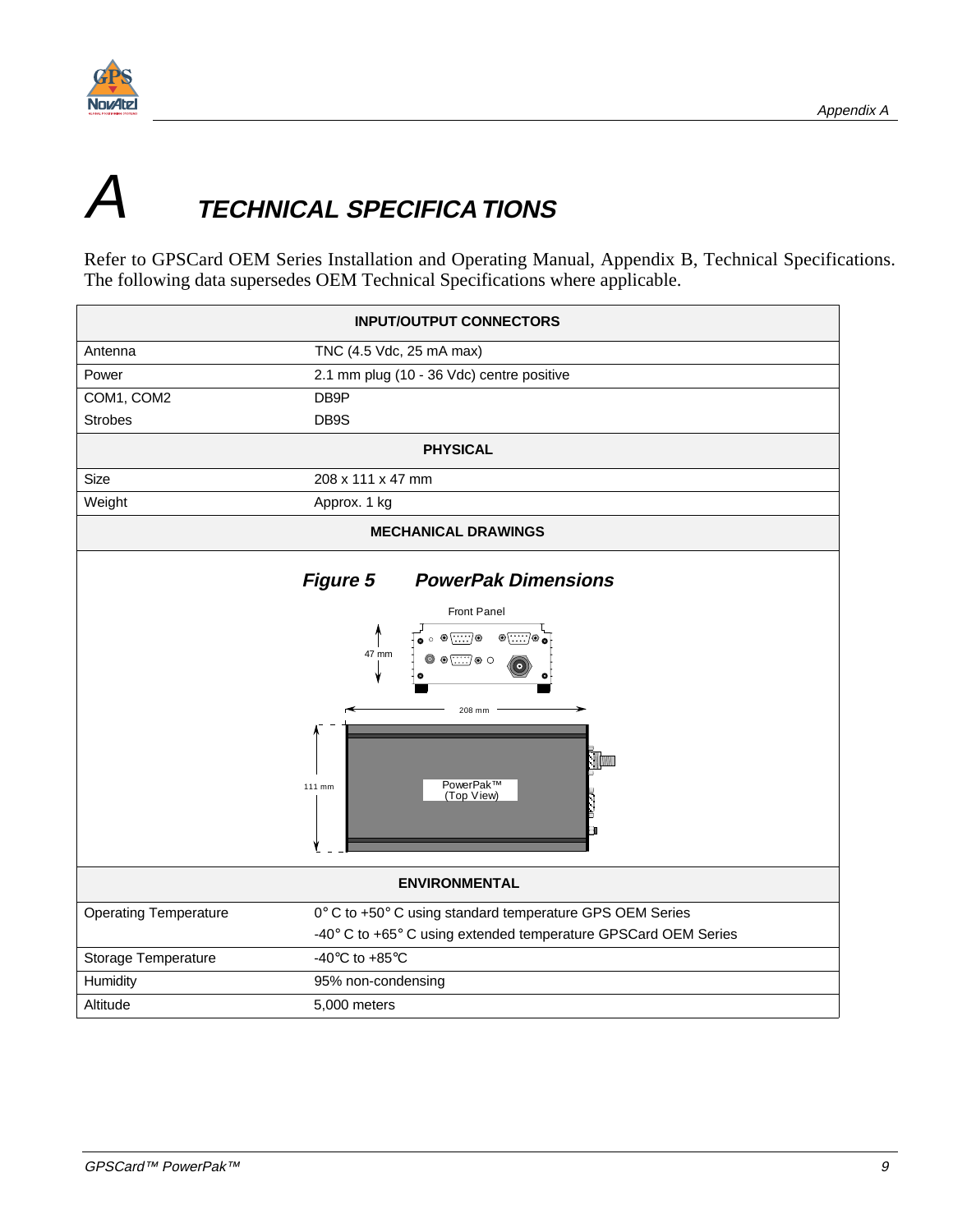# A TECHNICAL SPECIFICATIONS

Refer to GPSCard OEM Series Installation and Operating Manual, Appendix B, Technical Specifications. The following data supersedes OEM Technical Specifications where applicable.

| INPUT/OUTPUT CONNECTORS | |
|---|---|
| Antenna | TNC (4.5 Vdc, 25 mA max) |
| Power | 2.1 mm plug (10 - 36 Vdc) centre positive |
| COM1, COM2 | DB9P |
| Strobes | DB9S |
| **PHYSICAL** | |
| Size | 208 x 111 x 47 mm |
| Weight | Approx. 1 kg |
| **MECHANICAL DRAWINGS** | |

***Figure 5 PowerPak Dimensions***

Front Panel

47 mm

208 mm

111 mm

PowerPak™ (Top View)

| ENVIRONMENTAL | |
|---|---|
| Operating Temperature | 0° C to +50° C using standard temperature GPS OEM Series<br>-40° C to +65° C using extended temperature GPSCard OEM Series |
| Storage Temperature | -40℃ to +85℃ |
| Humidity | 95% non-condensing |
| Altitude | 5,000 meters |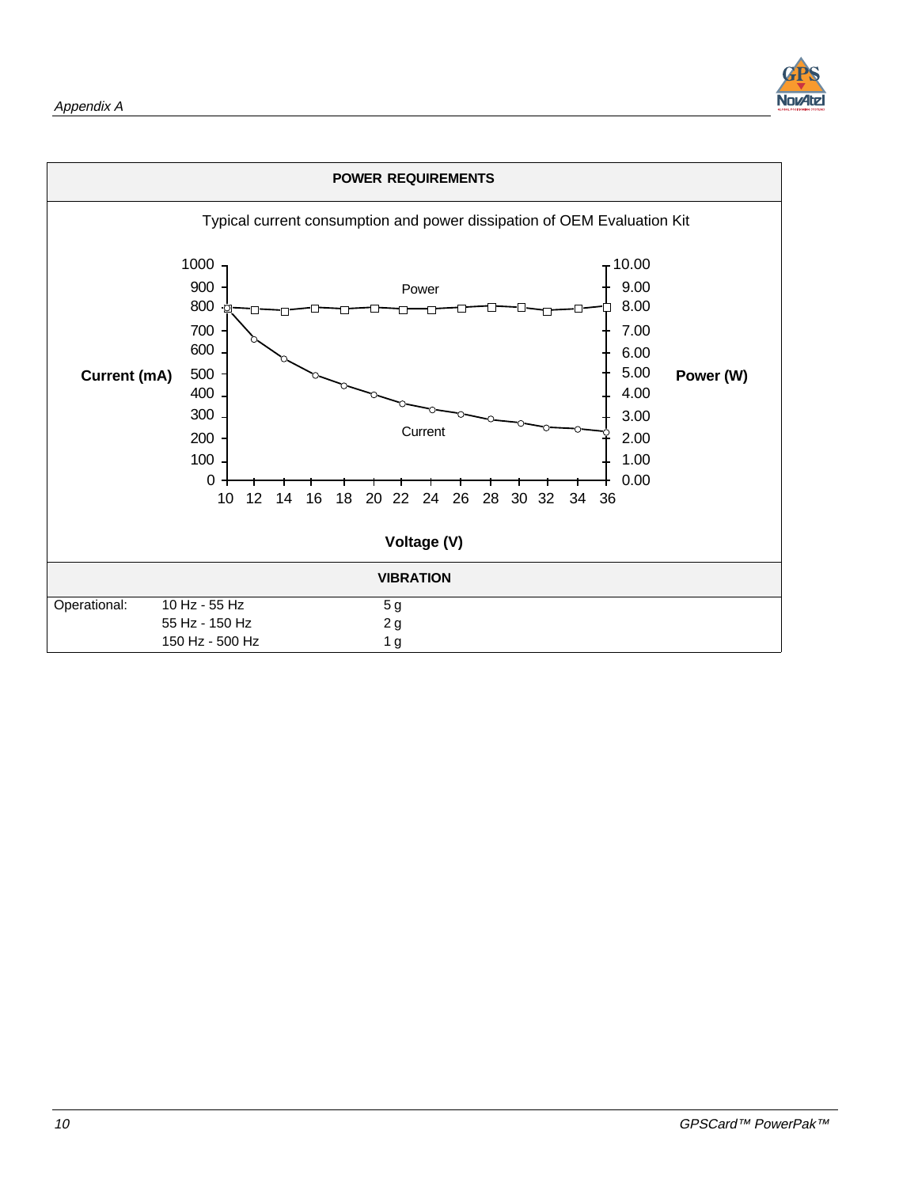| POWER REQUIREMENTS |
| --- |

Typical current consumption and power dissipation of OEM Evaluation Kit

Current (mA) — Power (W) vs. Voltage (V)

| VIBRATION | | |
| --- | --- | --- |
| Operational: | 10 Hz - 55 Hz | 5 g |
| | 55 Hz - 150 Hz | 2 g |
| | 150 Hz - 500 Hz | 1 g |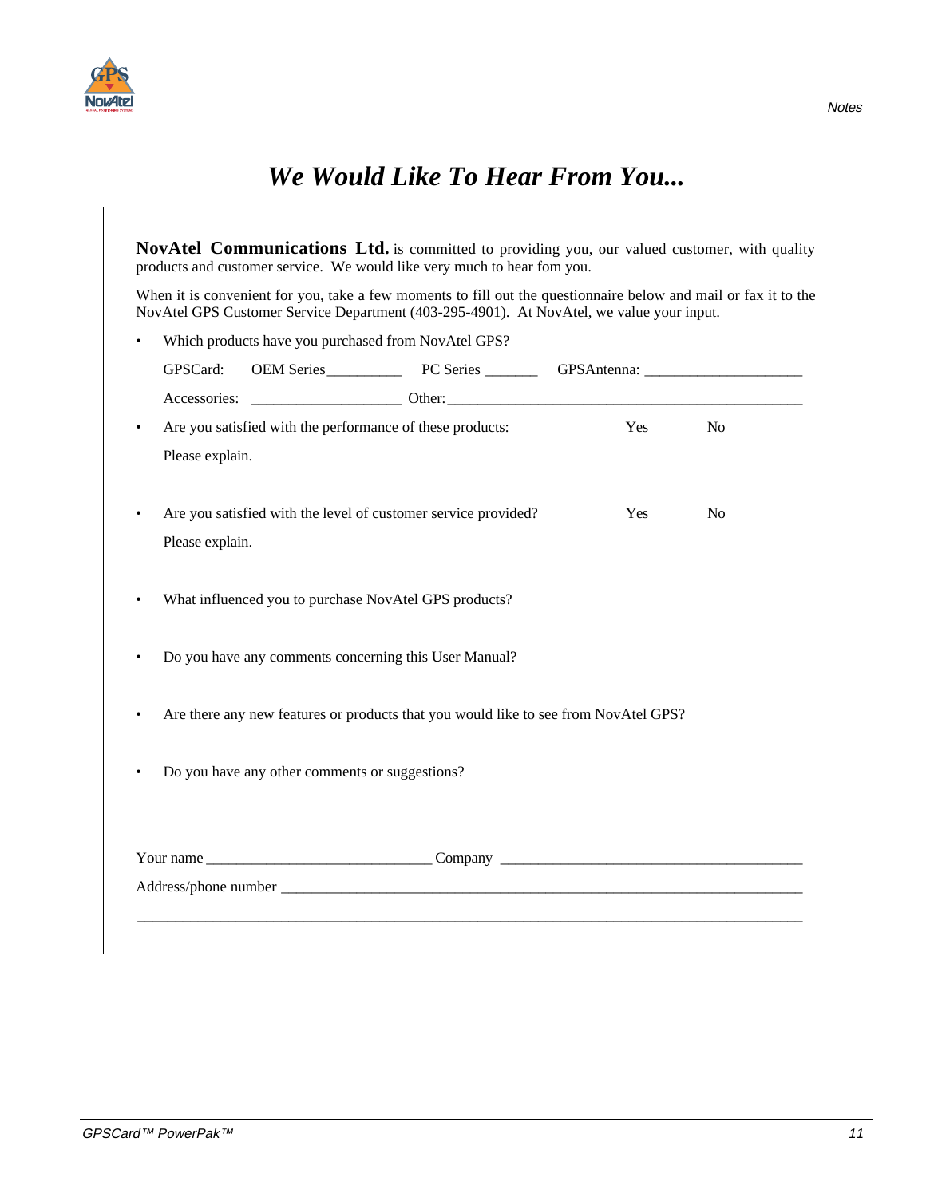# *We Would Like To Hear From You...*

**NovAtel Communications Ltd.** is committed to providing you, our valued customer, with quality products and customer service. We would like very much to hear fom you.

When it is convenient for you, take a few moments to fill out the questionnaire below and mail or fax it to the NovAtel GPS Customer Service Department (403-295-4901). At NovAtel, we value your input.

- Which products have you purchased from NovAtel GPS?

  GPSCard: OEM Series__________ PC Series _______ GPSAntenna: _____________________

  Accessories: ____________________ Other:_______________________________________________

- Are you satisfied with the performance of these products: Yes No

  Please explain.

- Are you satisfied with the level of customer service provided? Yes No

  Please explain.

- What influenced you to purchase NovAtel GPS products?

- Do you have any comments concerning this User Manual?

- Are there any new features or products that you would like to see from NovAtel GPS?

- Do you have any other comments or suggestions?

Your name ______________________________ Company ________________________________________

Address/phone number ___________________________________________________________________

_________________________________________________________________________________________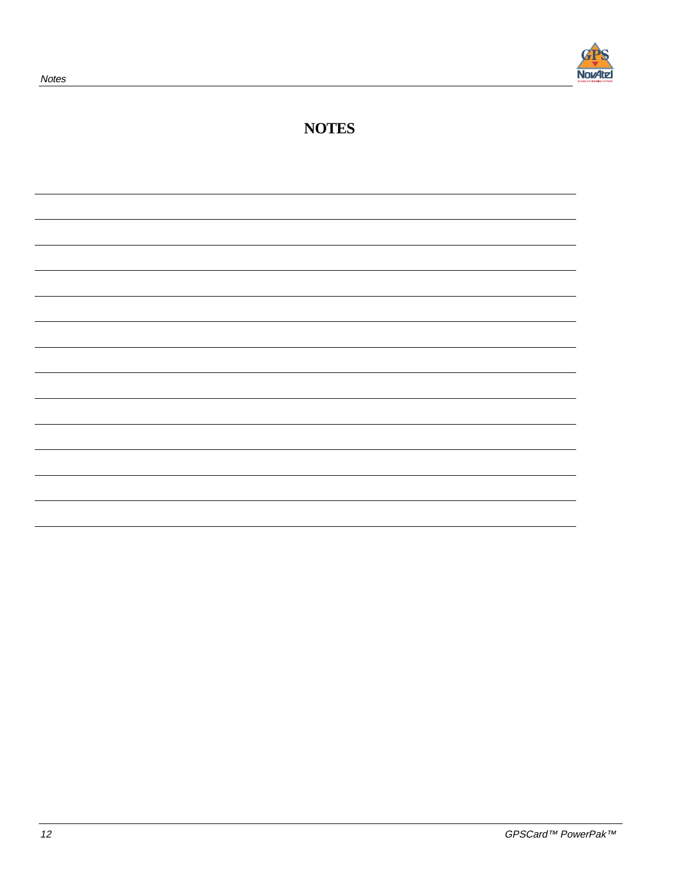# NOTES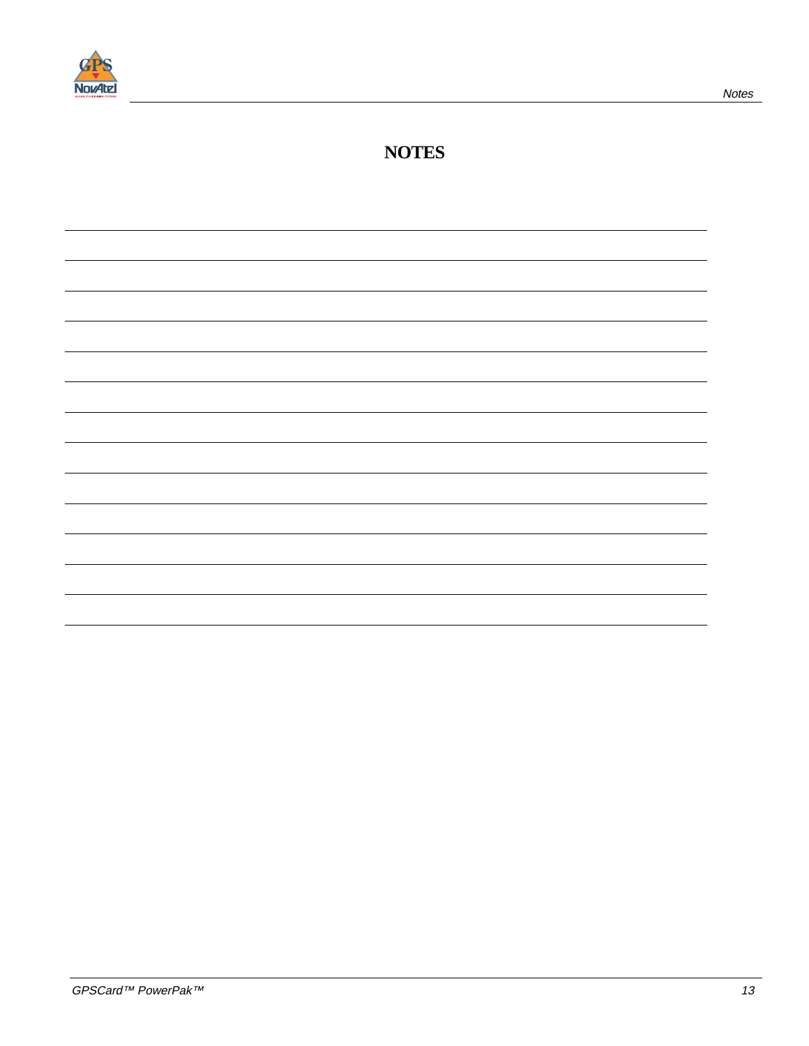# NOTES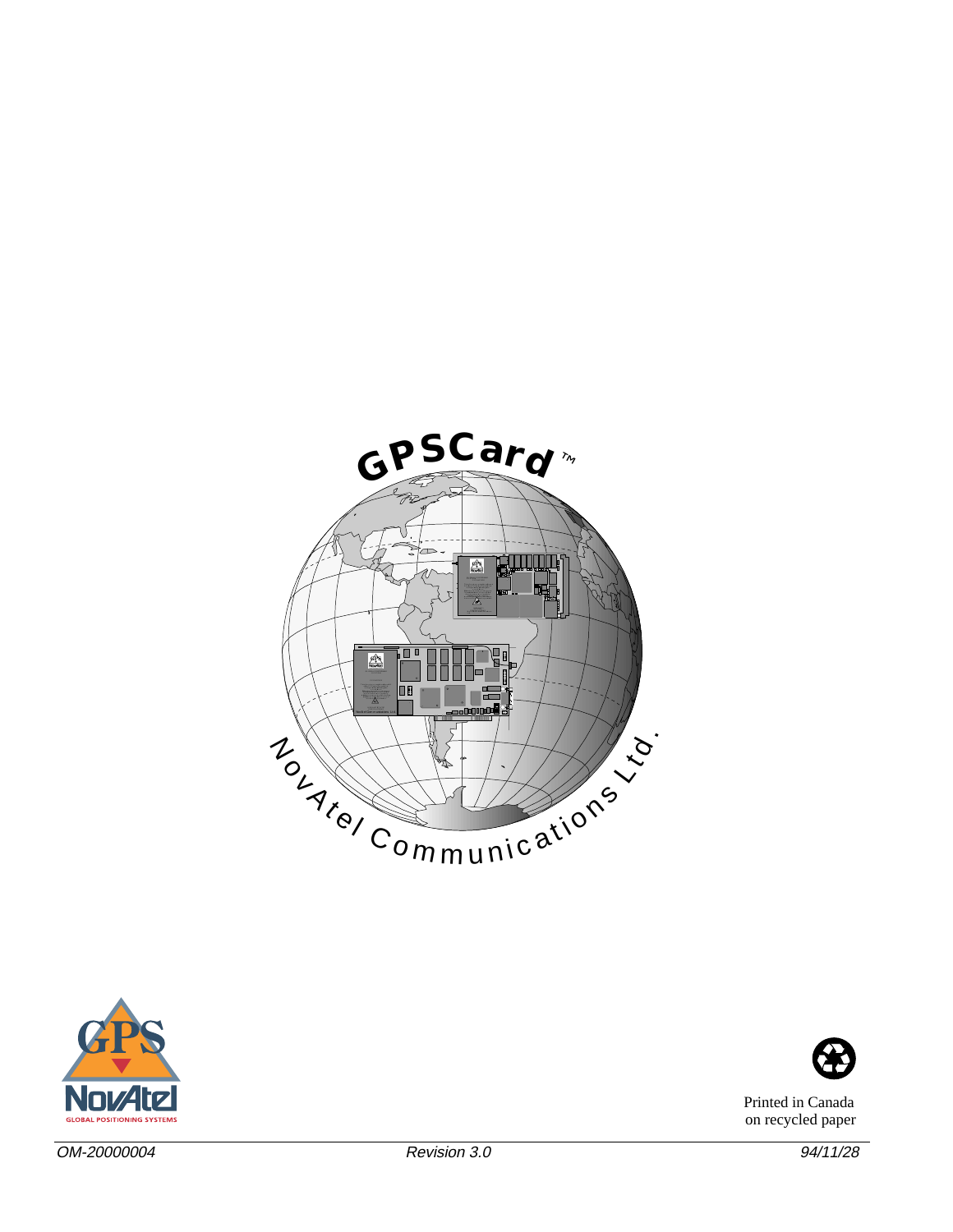GPSCard™

NovAtel Communications Ltd.

Printed in Canada
on recycled paper

OM-20000004 Revision 3.0 94/11/28